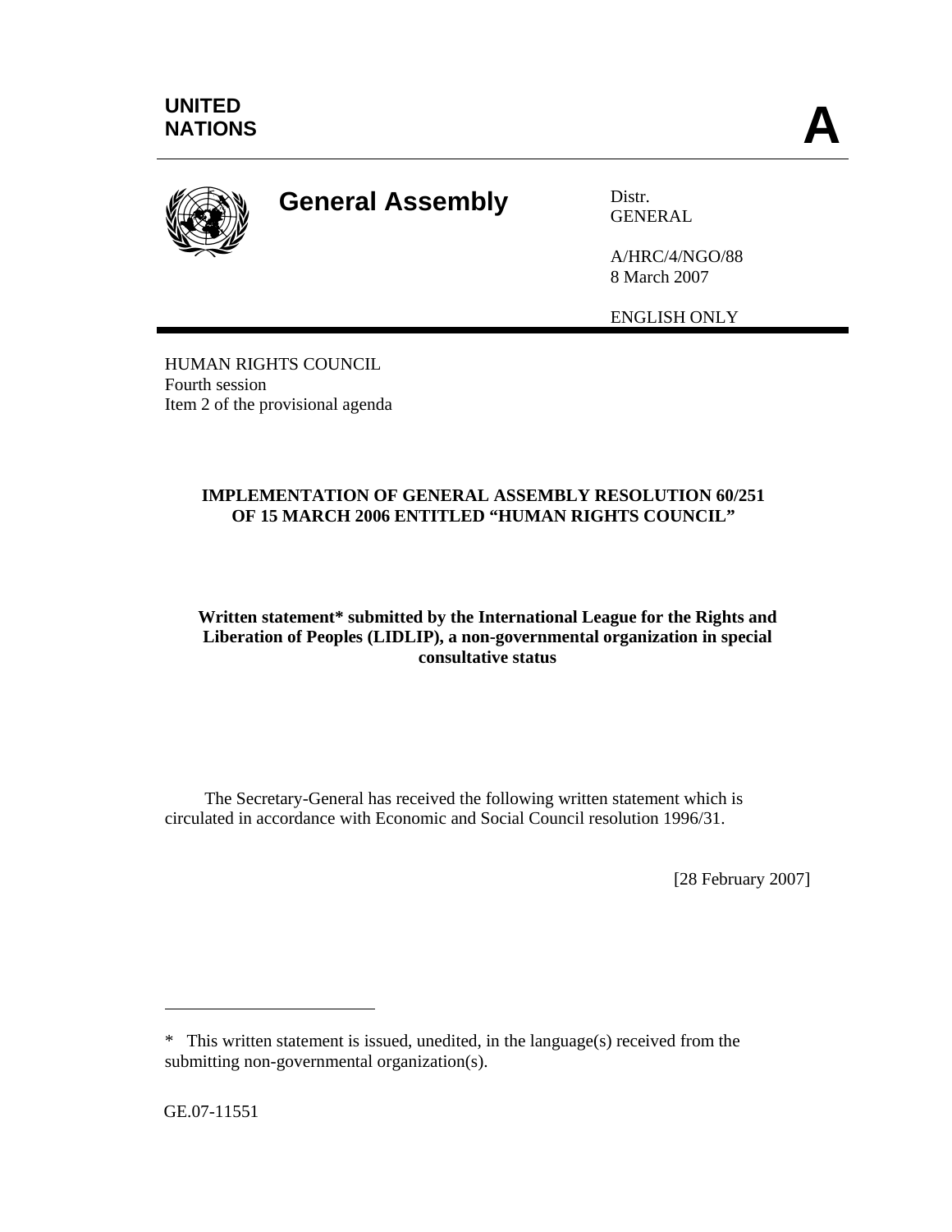UNITED NATIONS

**A**

# General Assembly

Distr.
GENERAL

A/HRC/4/NGO/88
8 March 2007

ENGLISH ONLY

HUMAN RIGHTS COUNCIL
Fourth session
Item 2 of the provisional agenda

## IMPLEMENTATION OF GENERAL ASSEMBLY RESOLUTION 60/251 OF 15 MARCH 2006 ENTITLED "HUMAN RIGHTS COUNCIL"

**Written statement* submitted by the International League for the Rights and Liberation of Peoples (LIDLIP), a non-governmental organization in special consultative status**

The Secretary-General has received the following written statement which is circulated in accordance with Economic and Social Council resolution 1996/31.

[28 February 2007]

---

* This written statement is issued, unedited, in the language(s) received from the submitting non-governmental organization(s).

GE.07-11551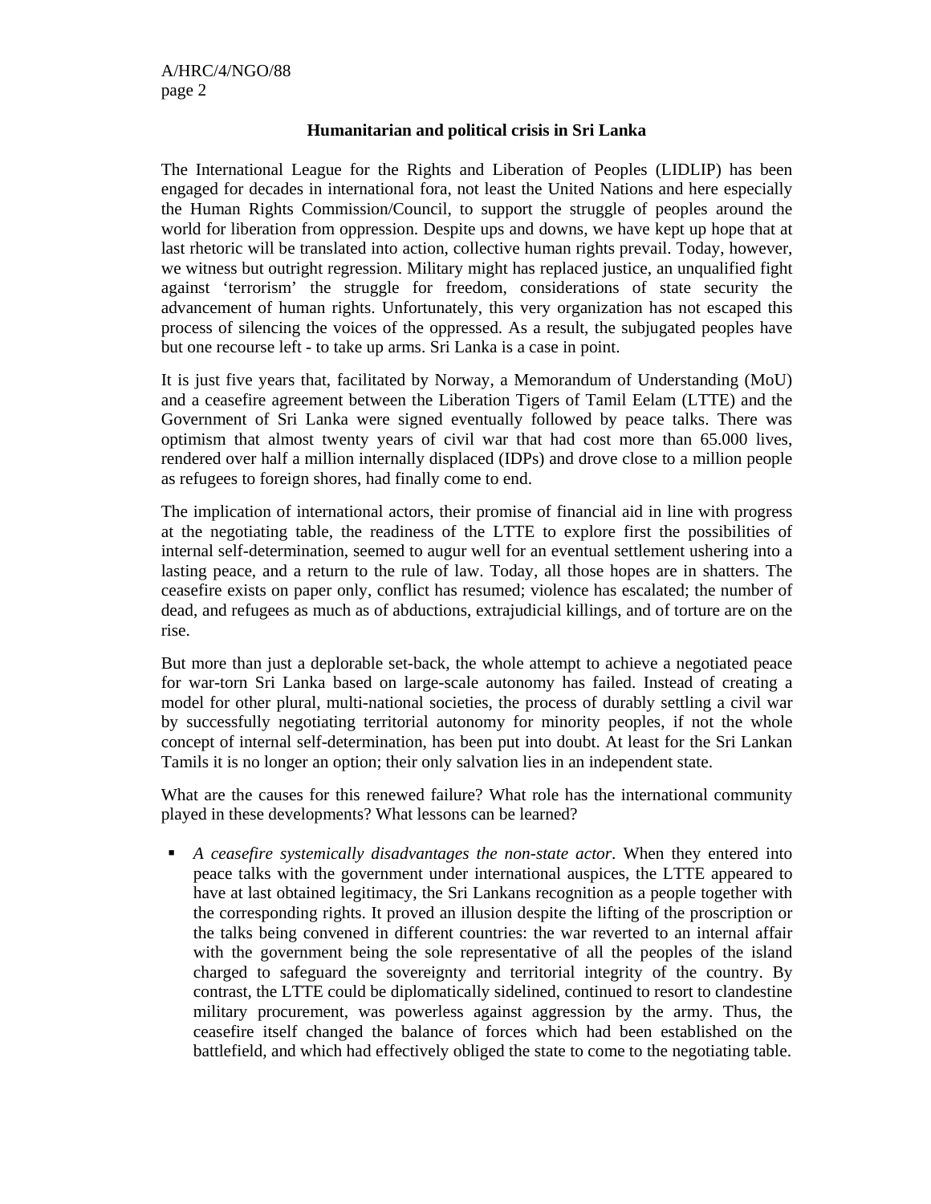## Humanitarian and political crisis in Sri Lanka

The International League for the Rights and Liberation of Peoples (LIDLIP) has been engaged for decades in international fora, not least the United Nations and here especially the Human Rights Commission/Council, to support the struggle of peoples around the world for liberation from oppression. Despite ups and downs, we have kept up hope that at last rhetoric will be translated into action, collective human rights prevail. Today, however, we witness but outright regression. Military might has replaced justice, an unqualified fight against 'terrorism' the struggle for freedom, considerations of state security the advancement of human rights. Unfortunately, this very organization has not escaped this process of silencing the voices of the oppressed. As a result, the subjugated peoples have but one recourse left - to take up arms. Sri Lanka is a case in point.

It is just five years that, facilitated by Norway, a Memorandum of Understanding (MoU) and a ceasefire agreement between the Liberation Tigers of Tamil Eelam (LTTE) and the Government of Sri Lanka were signed eventually followed by peace talks. There was optimism that almost twenty years of civil war that had cost more than 65.000 lives, rendered over half a million internally displaced (IDPs) and drove close to a million people as refugees to foreign shores, had finally come to end.

The implication of international actors, their promise of financial aid in line with progress at the negotiating table, the readiness of the LTTE to explore first the possibilities of internal self-determination, seemed to augur well for an eventual settlement ushering into a lasting peace, and a return to the rule of law. Today, all those hopes are in shatters. The ceasefire exists on paper only, conflict has resumed; violence has escalated; the number of dead, and refugees as much as of abductions, extrajudicial killings, and of torture are on the rise.

But more than just a deplorable set-back, the whole attempt to achieve a negotiated peace for war-torn Sri Lanka based on large-scale autonomy has failed. Instead of creating a model for other plural, multi-national societies, the process of durably settling a civil war by successfully negotiating territorial autonomy for minority peoples, if not the whole concept of internal self-determination, has been put into doubt. At least for the Sri Lankan Tamils it is no longer an option; their only salvation lies in an independent state.

What are the causes for this renewed failure? What role has the international community played in these developments? What lessons can be learned?

- *A ceasefire systemically disadvantages the non-state actor*. When they entered into peace talks with the government under international auspices, the LTTE appeared to have at last obtained legitimacy, the Sri Lankans recognition as a people together with the corresponding rights. It proved an illusion despite the lifting of the proscription or the talks being convened in different countries: the war reverted to an internal affair with the government being the sole representative of all the peoples of the island charged to safeguard the sovereignty and territorial integrity of the country. By contrast, the LTTE could be diplomatically sidelined, continued to resort to clandestine military procurement, was powerless against aggression by the army. Thus, the ceasefire itself changed the balance of forces which had been established on the battlefield, and which had effectively obliged the state to come to the negotiating table.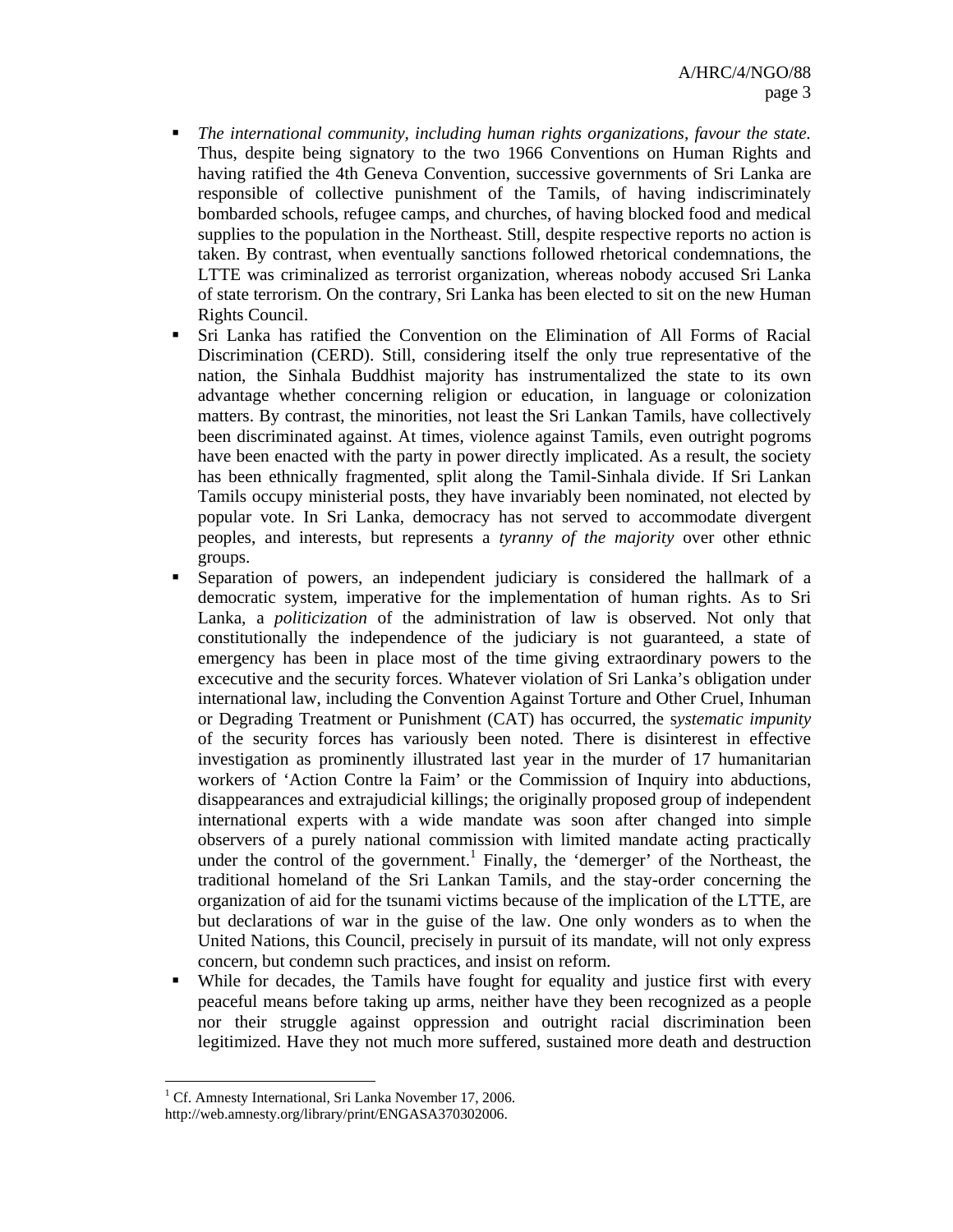- *The international community, including human rights organizations, favour the state.* Thus, despite being signatory to the two 1966 Conventions on Human Rights and having ratified the 4th Geneva Convention, successive governments of Sri Lanka are responsible of collective punishment of the Tamils, of having indiscriminately bombarded schools, refugee camps, and churches, of having blocked food and medical supplies to the population in the Northeast. Still, despite respective reports no action is taken. By contrast, when eventually sanctions followed rhetorical condemnations, the LTTE was criminalized as terrorist organization, whereas nobody accused Sri Lanka of state terrorism. On the contrary, Sri Lanka has been elected to sit on the new Human Rights Council.
- Sri Lanka has ratified the Convention on the Elimination of All Forms of Racial Discrimination (CERD). Still, considering itself the only true representative of the nation, the Sinhala Buddhist majority has instrumentalized the state to its own advantage whether concerning religion or education, in language or colonization matters. By contrast, the minorities, not least the Sri Lankan Tamils, have collectively been discriminated against. At times, violence against Tamils, even outright pogroms have been enacted with the party in power directly implicated. As a result, the society has been ethnically fragmented, split along the Tamil-Sinhala divide. If Sri Lankan Tamils occupy ministerial posts, they have invariably been nominated, not elected by popular vote. In Sri Lanka, democracy has not served to accommodate divergent peoples, and interests, but represents a *tyranny of the majority* over other ethnic groups.
- Separation of powers, an independent judiciary is considered the hallmark of a democratic system, imperative for the implementation of human rights. As to Sri Lanka, a *politicization* of the administration of law is observed. Not only that constitutionally the independence of the judiciary is not guaranteed, a state of emergency has been in place most of the time giving extraordinary powers to the excecutive and the security forces. Whatever violation of Sri Lanka's obligation under international law, including the Convention Against Torture and Other Cruel, Inhuman or Degrading Treatment or Punishment (CAT) has occurred, the s*ystematic impunity* of the security forces has variously been noted. There is disinterest in effective investigation as prominently illustrated last year in the murder of 17 humanitarian workers of 'Action Contre la Faim' or the Commission of Inquiry into abductions, disappearances and extrajudicial killings; the originally proposed group of independent international experts with a wide mandate was soon after changed into simple observers of a purely national commission with limited mandate acting practically under the control of the government.[1] Finally, the 'demerger' of the Northeast, the traditional homeland of the Sri Lankan Tamils, and the stay-order concerning the organization of aid for the tsunami victims because of the implication of the LTTE, are but declarations of war in the guise of the law. One only wonders as to when the United Nations, this Council, precisely in pursuit of its mandate, will not only express concern, but condemn such practices, and insist on reform.
- While for decades, the Tamils have fought for equality and justice first with every peaceful means before taking up arms, neither have they been recognized as a people nor their struggle against oppression and outright racial discrimination been legitimized. Have they not much more suffered, sustained more death and destruction

---

[1] Cf. Amnesty International, Sri Lanka November 17, 2006. http://web.amnesty.org/library/print/ENGASA370302006.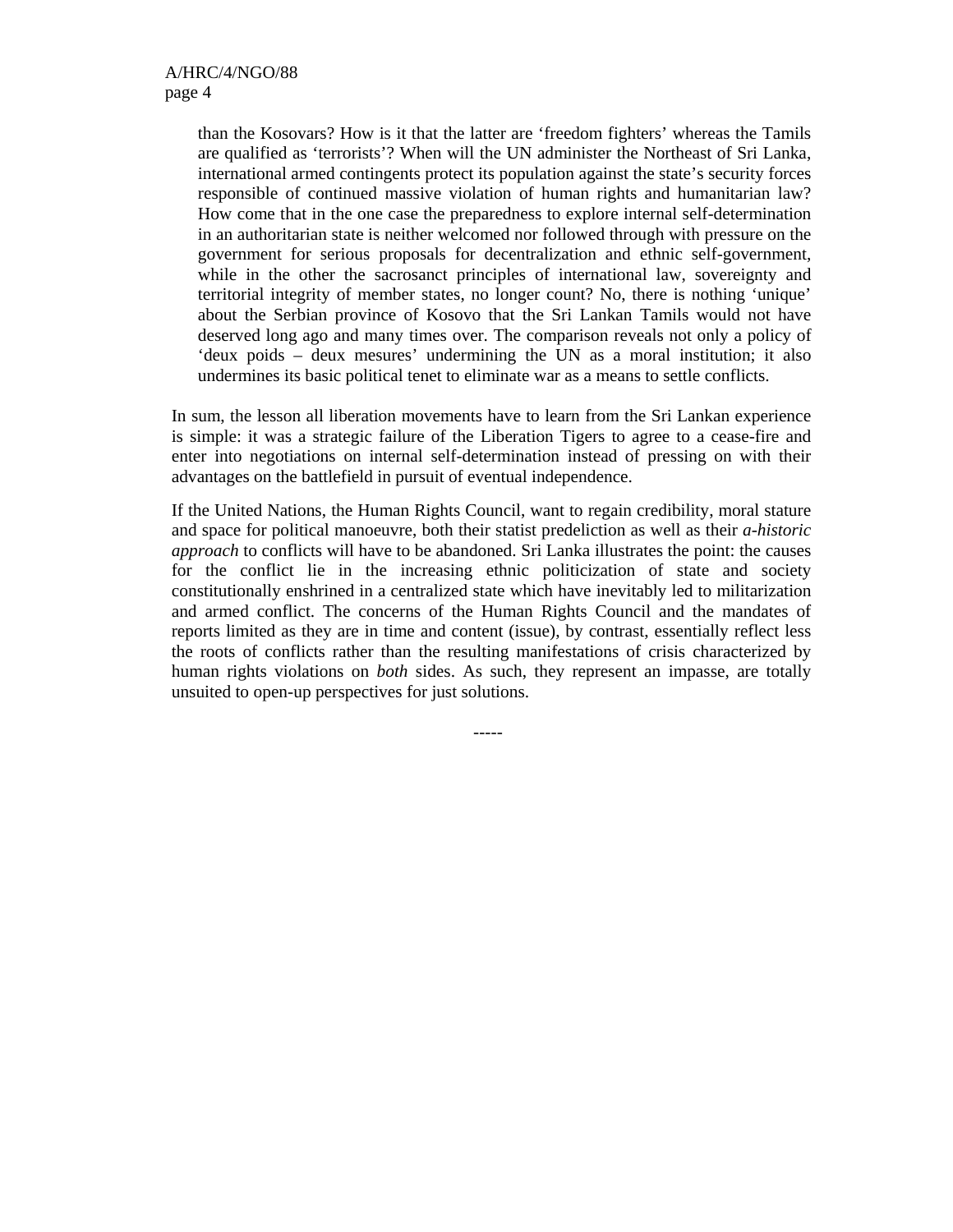> than the Kosovars? How is it that the latter are ‘freedom fighters’ whereas the Tamils are qualified as ‘terrorists’? When will the UN administer the Northeast of Sri Lanka, international armed contingents protect its population against the state’s security forces responsible of continued massive violation of human rights and humanitarian law? How come that in the one case the preparedness to explore internal self-determination in an authoritarian state is neither welcomed nor followed through with pressure on the government for serious proposals for decentralization and ethnic self-government, while in the other the sacrosanct principles of international law, sovereignty and territorial integrity of member states, no longer count? No, there is nothing ‘unique’ about the Serbian province of Kosovo that the Sri Lankan Tamils would not have deserved long ago and many times over. The comparison reveals not only a policy of ‘deux poids – deux mesures’ undermining the UN as a moral institution; it also undermines its basic political tenet to eliminate war as a means to settle conflicts.

In sum, the lesson all liberation movements have to learn from the Sri Lankan experience is simple: it was a strategic failure of the Liberation Tigers to agree to a cease-fire and enter into negotiations on internal self-determination instead of pressing on with their advantages on the battlefield in pursuit of eventual independence.

If the United Nations, the Human Rights Council, want to regain credibility, moral stature and space for political manoeuvre, both their statist predeliction as well as their *a-historic approach* to conflicts will have to be abandoned. Sri Lanka illustrates the point: the causes for the conflict lie in the increasing ethnic politicization of state and society constitutionally enshrined in a centralized state which have inevitably led to militarization and armed conflict. The concerns of the Human Rights Council and the mandates of reports limited as they are in time and content (issue), by contrast, essentially reflect less the roots of conflicts rather than the resulting manifestations of crisis characterized by human rights violations on *both* sides. As such, they represent an impasse, are totally unsuited to open-up perspectives for just solutions.

-----